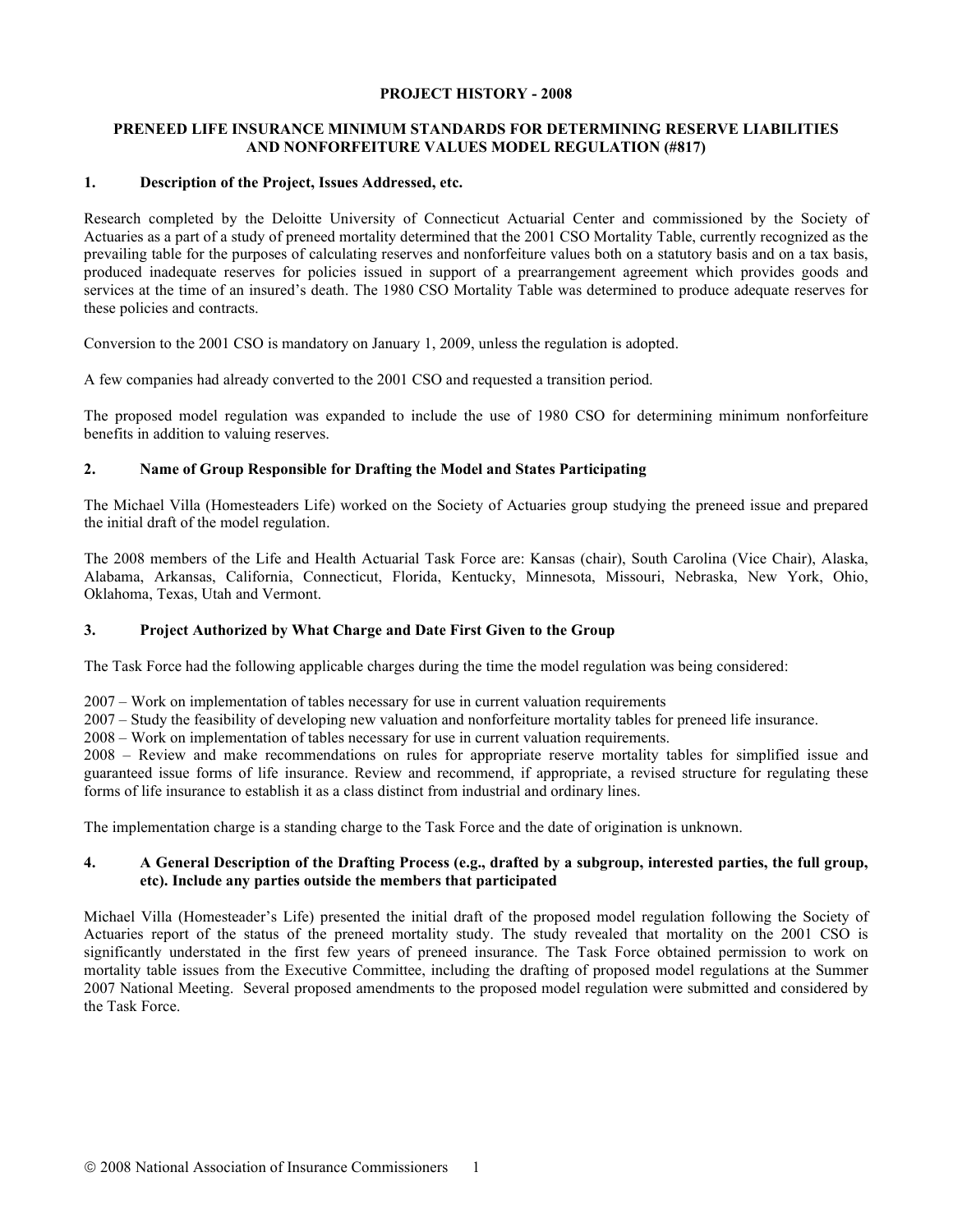**PROJECT HISTORY - 2008**

**PRENEED LIFE INSURANCE MINIMUM STANDARDS FOR DETERMINING RESERVE LIABILITIES AND NONFORFEITURE VALUES MODEL REGULATION (#817)**

## 1. Description of the Project, Issues Addressed, etc.

Research completed by the Deloitte University of Connecticut Actuarial Center and commissioned by the Society of Actuaries as a part of a study of preneed mortality determined that the 2001 CSO Mortality Table, currently recognized as the prevailing table for the purposes of calculating reserves and nonforfeiture values both on a statutory basis and on a tax basis, produced inadequate reserves for policies issued in support of a prearrangement agreement which provides goods and services at the time of an insured's death. The 1980 CSO Mortality Table was determined to produce adequate reserves for these policies and contracts.

Conversion to the 2001 CSO is mandatory on January 1, 2009, unless the regulation is adopted.

A few companies had already converted to the 2001 CSO and requested a transition period.

The proposed model regulation was expanded to include the use of 1980 CSO for determining minimum nonforfeiture benefits in addition to valuing reserves.

## 2. Name of Group Responsible for Drafting the Model and States Participating

The Michael Villa (Homesteaders Life) worked on the Society of Actuaries group studying the preneed issue and prepared the initial draft of the model regulation.

The 2008 members of the Life and Health Actuarial Task Force are: Kansas (chair), South Carolina (Vice Chair), Alaska, Alabama, Arkansas, California, Connecticut, Florida, Kentucky, Minnesota, Missouri, Nebraska, New York, Ohio, Oklahoma, Texas, Utah and Vermont.

## 3. Project Authorized by What Charge and Date First Given to the Group

The Task Force had the following applicable charges during the time the model regulation was being considered:

2007 – Work on implementation of tables necessary for use in current valuation requirements
2007 – Study the feasibility of developing new valuation and nonforfeiture mortality tables for preneed life insurance.
2008 – Work on implementation of tables necessary for use in current valuation requirements.
2008 – Review and make recommendations on rules for appropriate reserve mortality tables for simplified issue and guaranteed issue forms of life insurance. Review and recommend, if appropriate, a revised structure for regulating these forms of life insurance to establish it as a class distinct from industrial and ordinary lines.

The implementation charge is a standing charge to the Task Force and the date of origination is unknown.

## 4. A General Description of the Drafting Process (e.g., drafted by a subgroup, interested parties, the full group, etc). Include any parties outside the members that participated

Michael Villa (Homesteader's Life) presented the initial draft of the proposed model regulation following the Society of Actuaries report of the status of the preneed mortality study. The study revealed that mortality on the 2001 CSO is significantly understated in the first few years of preneed insurance. The Task Force obtained permission to work on mortality table issues from the Executive Committee, including the drafting of proposed model regulations at the Summer 2007 National Meeting. Several proposed amendments to the proposed model regulation were submitted and considered by the Task Force.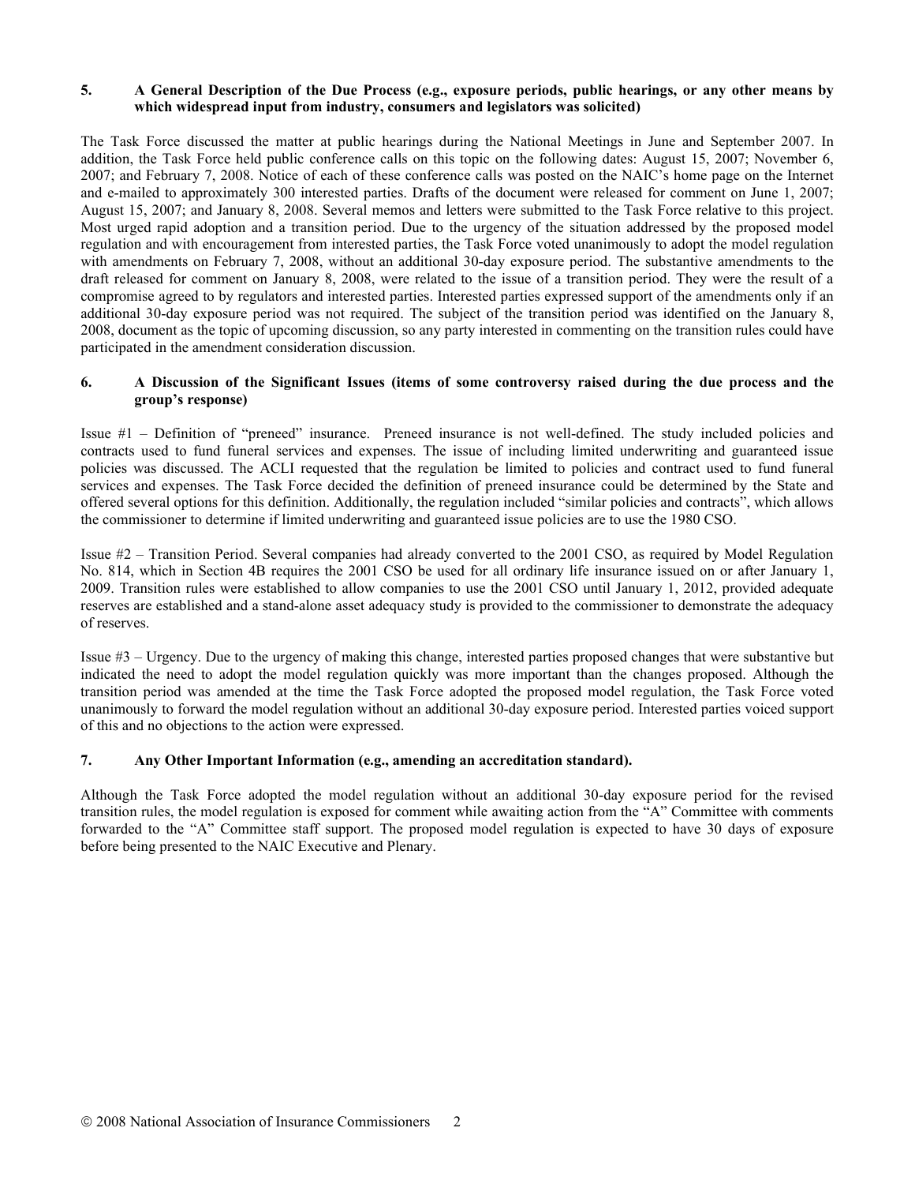**5. A General Description of the Due Process (e.g., exposure periods, public hearings, or any other means by which widespread input from industry, consumers and legislators was solicited)**

The Task Force discussed the matter at public hearings during the National Meetings in June and September 2007. In addition, the Task Force held public conference calls on this topic on the following dates: August 15, 2007; November 6, 2007; and February 7, 2008. Notice of each of these conference calls was posted on the NAIC's home page on the Internet and e-mailed to approximately 300 interested parties. Drafts of the document were released for comment on June 1, 2007; August 15, 2007; and January 8, 2008. Several memos and letters were submitted to the Task Force relative to this project. Most urged rapid adoption and a transition period. Due to the urgency of the situation addressed by the proposed model regulation and with encouragement from interested parties, the Task Force voted unanimously to adopt the model regulation with amendments on February 7, 2008, without an additional 30-day exposure period. The substantive amendments to the draft released for comment on January 8, 2008, were related to the issue of a transition period. They were the result of a compromise agreed to by regulators and interested parties. Interested parties expressed support of the amendments only if an additional 30-day exposure period was not required. The subject of the transition period was identified on the January 8, 2008, document as the topic of upcoming discussion, so any party interested in commenting on the transition rules could have participated in the amendment consideration discussion.

**6. A Discussion of the Significant Issues (items of some controversy raised during the due process and the group's response)**

Issue #1 – Definition of "preneed" insurance. Preneed insurance is not well-defined. The study included policies and contracts used to fund funeral services and expenses. The issue of including limited underwriting and guaranteed issue policies was discussed. The ACLI requested that the regulation be limited to policies and contract used to fund funeral services and expenses. The Task Force decided the definition of preneed insurance could be determined by the State and offered several options for this definition. Additionally, the regulation included "similar policies and contracts", which allows the commissioner to determine if limited underwriting and guaranteed issue policies are to use the 1980 CSO.

Issue #2 – Transition Period. Several companies had already converted to the 2001 CSO, as required by Model Regulation No. 814, which in Section 4B requires the 2001 CSO be used for all ordinary life insurance issued on or after January 1, 2009. Transition rules were established to allow companies to use the 2001 CSO until January 1, 2012, provided adequate reserves are established and a stand-alone asset adequacy study is provided to the commissioner to demonstrate the adequacy of reserves.

Issue #3 – Urgency. Due to the urgency of making this change, interested parties proposed changes that were substantive but indicated the need to adopt the model regulation quickly was more important than the changes proposed. Although the transition period was amended at the time the Task Force adopted the proposed model regulation, the Task Force voted unanimously to forward the model regulation without an additional 30-day exposure period. Interested parties voiced support of this and no objections to the action were expressed.

**7. Any Other Important Information (e.g., amending an accreditation standard).**

Although the Task Force adopted the model regulation without an additional 30-day exposure period for the revised transition rules, the model regulation is exposed for comment while awaiting action from the "A" Committee with comments forwarded to the "A" Committee staff support. The proposed model regulation is expected to have 30 days of exposure before being presented to the NAIC Executive and Plenary.